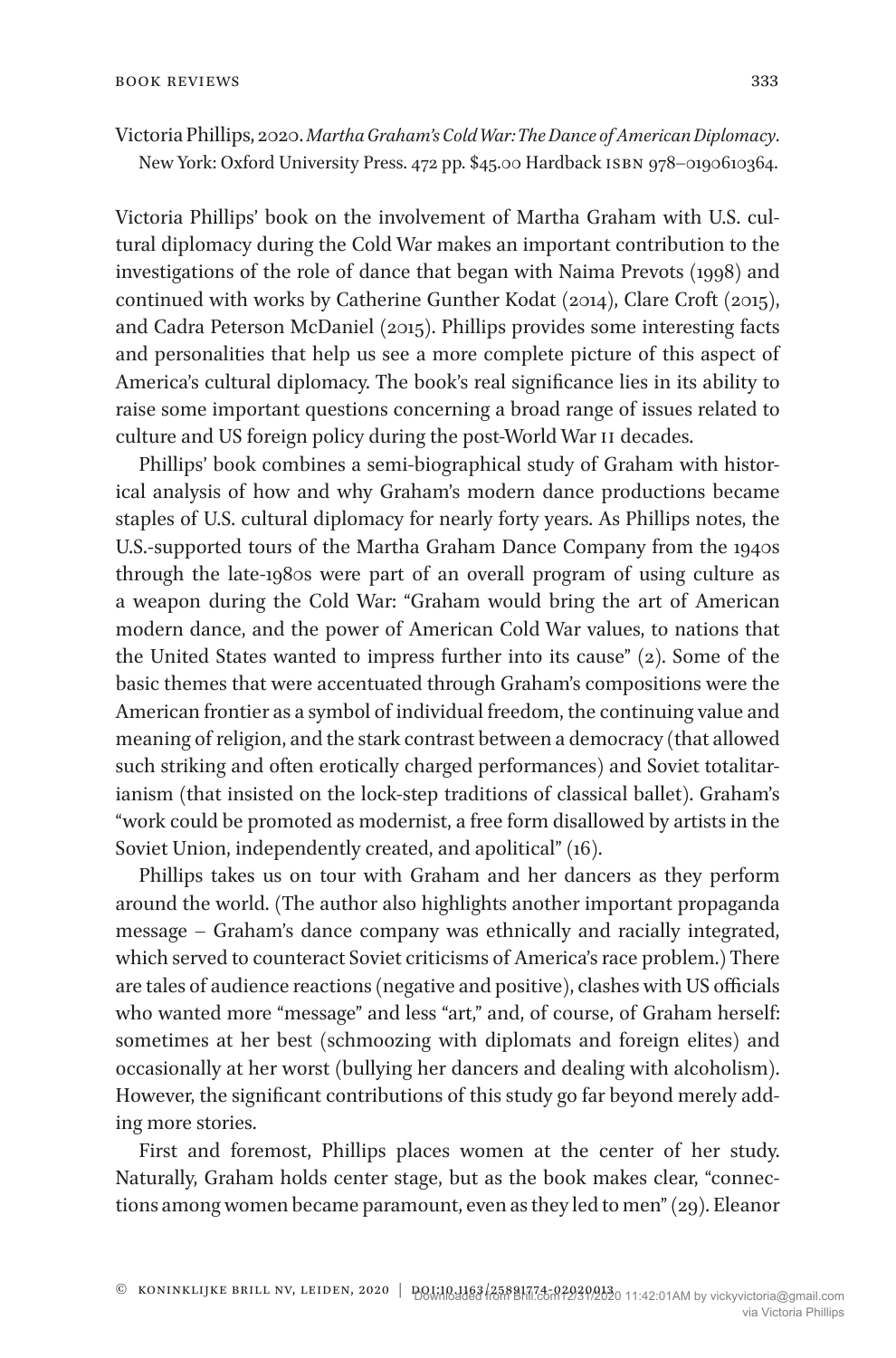Victoria Phillips, 2020. *Martha Graham's Cold War: The Dance of American Diplomacy*. New York: Oxford University Press. 472 pp. $45.00 Hardback ISBN 978–0190610364.

Victoria Phillips' book on the involvement of Martha Graham with U.S. cultural diplomacy during the Cold War makes an important contribution to the investigations of the role of dance that began with Naima Prevots (1998) and continued with works by Catherine Gunther Kodat (2014), Clare Croft (2015), and Cadra Peterson McDaniel (2015). Phillips provides some interesting facts and personalities that help us see a more complete picture of this aspect of America's cultural diplomacy. The book's real significance lies in its ability to raise some important questions concerning a broad range of issues related to culture and US foreign policy during the post-World War II decades.

Phillips' book combines a semi-biographical study of Graham with historical analysis of how and why Graham's modern dance productions became staples of U.S. cultural diplomacy for nearly forty years. As Phillips notes, the U.S.-supported tours of the Martha Graham Dance Company from the 1940s through the late-1980s were part of an overall program of using culture as a weapon during the Cold War: "Graham would bring the art of American modern dance, and the power of American Cold War values, to nations that the United States wanted to impress further into its cause" (2). Some of the basic themes that were accentuated through Graham's compositions were the American frontier as a symbol of individual freedom, the continuing value and meaning of religion, and the stark contrast between a democracy (that allowed such striking and often erotically charged performances) and Soviet totalitarianism (that insisted on the lock-step traditions of classical ballet). Graham's "work could be promoted as modernist, a free form disallowed by artists in the Soviet Union, independently created, and apolitical" (16).

Phillips takes us on tour with Graham and her dancers as they perform around the world. (The author also highlights another important propaganda message – Graham's dance company was ethnically and racially integrated, which served to counteract Soviet criticisms of America's race problem.) There are tales of audience reactions (negative and positive), clashes with US officials who wanted more "message" and less "art," and, of course, of Graham herself: sometimes at her best (schmoozing with diplomats and foreign elites) and occasionally at her worst (bullying her dancers and dealing with alcoholism). However, the significant contributions of this study go far beyond merely adding more stories.

First and foremost, Phillips places women at the center of her study. Naturally, Graham holds center stage, but as the book makes clear, "connections among women became paramount, even as they led to men" (29). Eleanor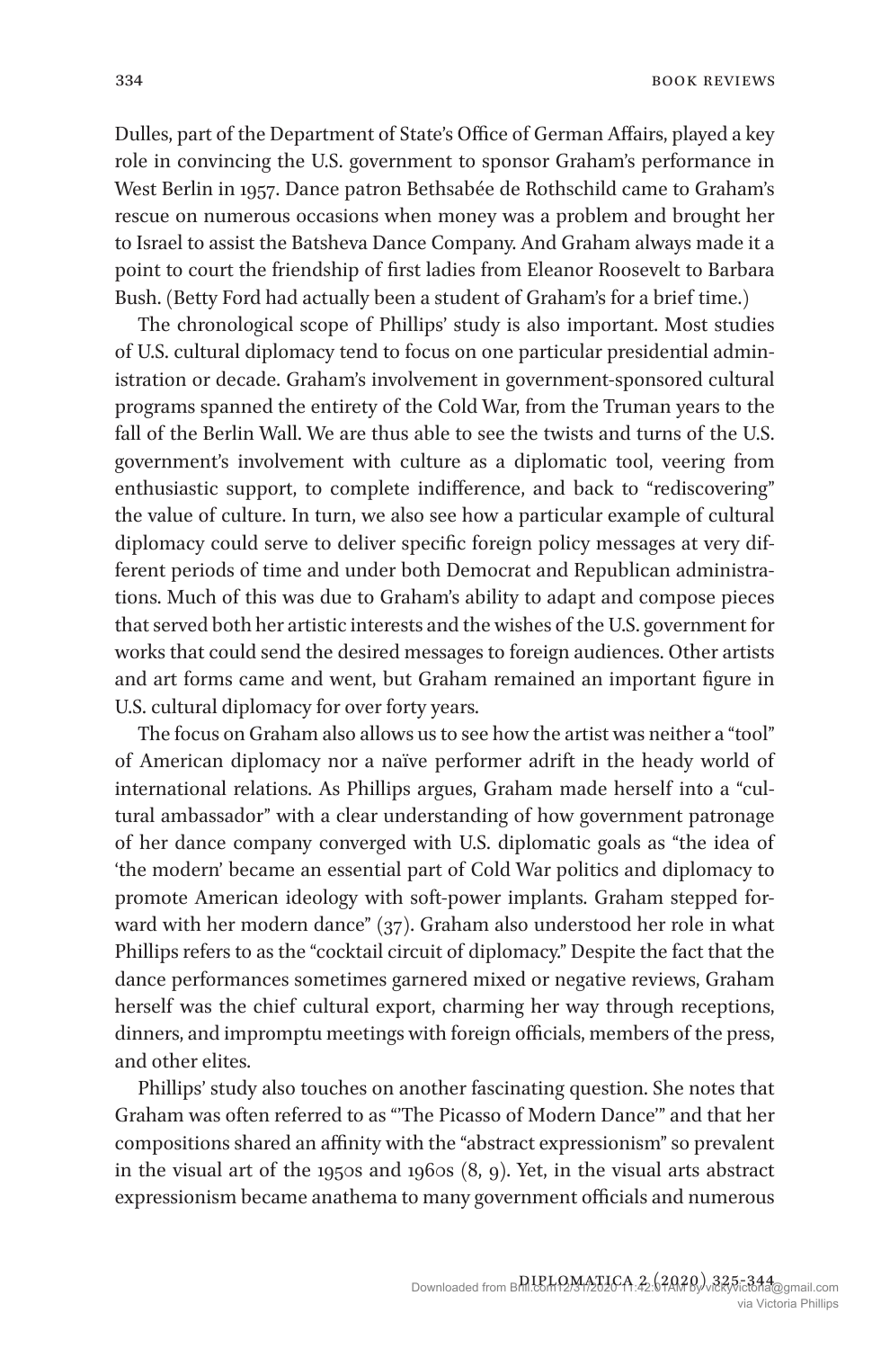Dulles, part of the Department of State's Office of German Affairs, played a key role in convincing the U.S. government to sponsor Graham's performance in West Berlin in 1957. Dance patron Bethsabée de Rothschild came to Graham's rescue on numerous occasions when money was a problem and brought her to Israel to assist the Batsheva Dance Company. And Graham always made it a point to court the friendship of first ladies from Eleanor Roosevelt to Barbara Bush. (Betty Ford had actually been a student of Graham's for a brief time.)

The chronological scope of Phillips' study is also important. Most studies of U.S. cultural diplomacy tend to focus on one particular presidential administration or decade. Graham's involvement in government-sponsored cultural programs spanned the entirety of the Cold War, from the Truman years to the fall of the Berlin Wall. We are thus able to see the twists and turns of the U.S. government's involvement with culture as a diplomatic tool, veering from enthusiastic support, to complete indifference, and back to "rediscovering" the value of culture. In turn, we also see how a particular example of cultural diplomacy could serve to deliver specific foreign policy messages at very different periods of time and under both Democrat and Republican administrations. Much of this was due to Graham's ability to adapt and compose pieces that served both her artistic interests and the wishes of the U.S. government for works that could send the desired messages to foreign audiences. Other artists and art forms came and went, but Graham remained an important figure in U.S. cultural diplomacy for over forty years.

The focus on Graham also allows us to see how the artist was neither a "tool" of American diplomacy nor a naïve performer adrift in the heady world of international relations. As Phillips argues, Graham made herself into a "cultural ambassador" with a clear understanding of how government patronage of her dance company converged with U.S. diplomatic goals as "the idea of 'the modern' became an essential part of Cold War politics and diplomacy to promote American ideology with soft-power implants. Graham stepped forward with her modern dance" (37). Graham also understood her role in what Phillips refers to as the "cocktail circuit of diplomacy." Despite the fact that the dance performances sometimes garnered mixed or negative reviews, Graham herself was the chief cultural export, charming her way through receptions, dinners, and impromptu meetings with foreign officials, members of the press, and other elites.

Phillips' study also touches on another fascinating question. She notes that Graham was often referred to as "'The Picasso of Modern Dance'" and that her compositions shared an affinity with the "abstract expressionism" so prevalent in the visual art of the 1950s and 1960s (8, 9). Yet, in the visual arts abstract expressionism became anathema to many government officials and numerous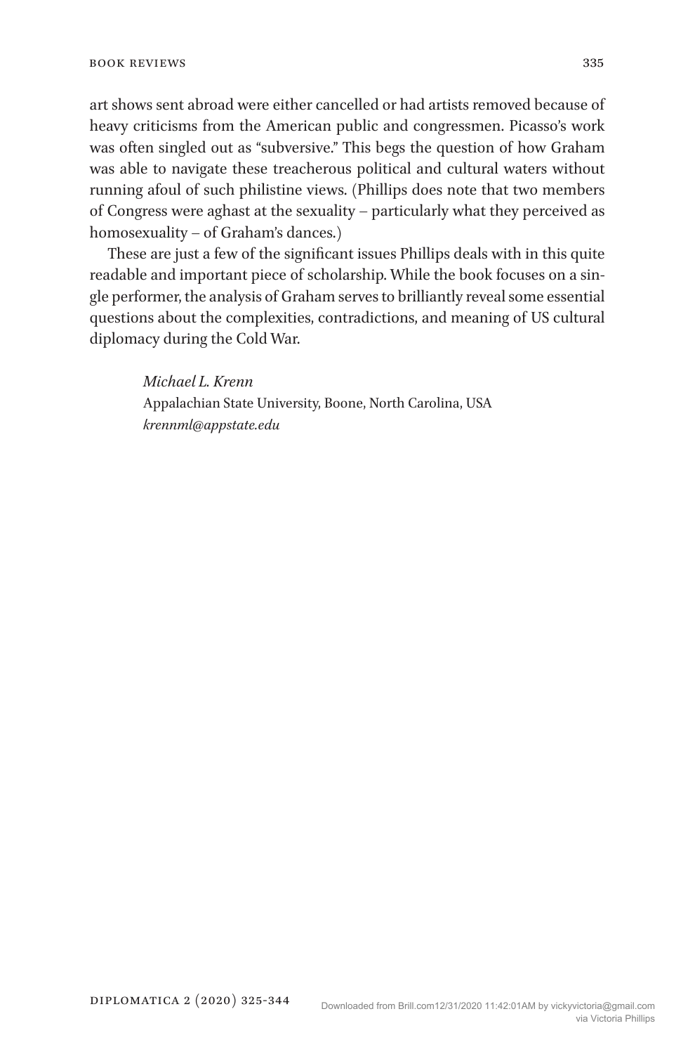art shows sent abroad were either cancelled or had artists removed because of heavy criticisms from the American public and congressmen. Picasso's work was often singled out as "subversive." This begs the question of how Graham was able to navigate these treacherous political and cultural waters without running afoul of such philistine views. (Phillips does note that two members of Congress were aghast at the sexuality – particularly what they perceived as homosexuality – of Graham's dances.)

These are just a few of the significant issues Phillips deals with in this quite readable and important piece of scholarship. While the book focuses on a single performer, the analysis of Graham serves to brilliantly reveal some essential questions about the complexities, contradictions, and meaning of US cultural diplomacy during the Cold War.

*Michael L. Krenn*
Appalachian State University, Boone, North Carolina, USA
*krennml@appstate.edu*